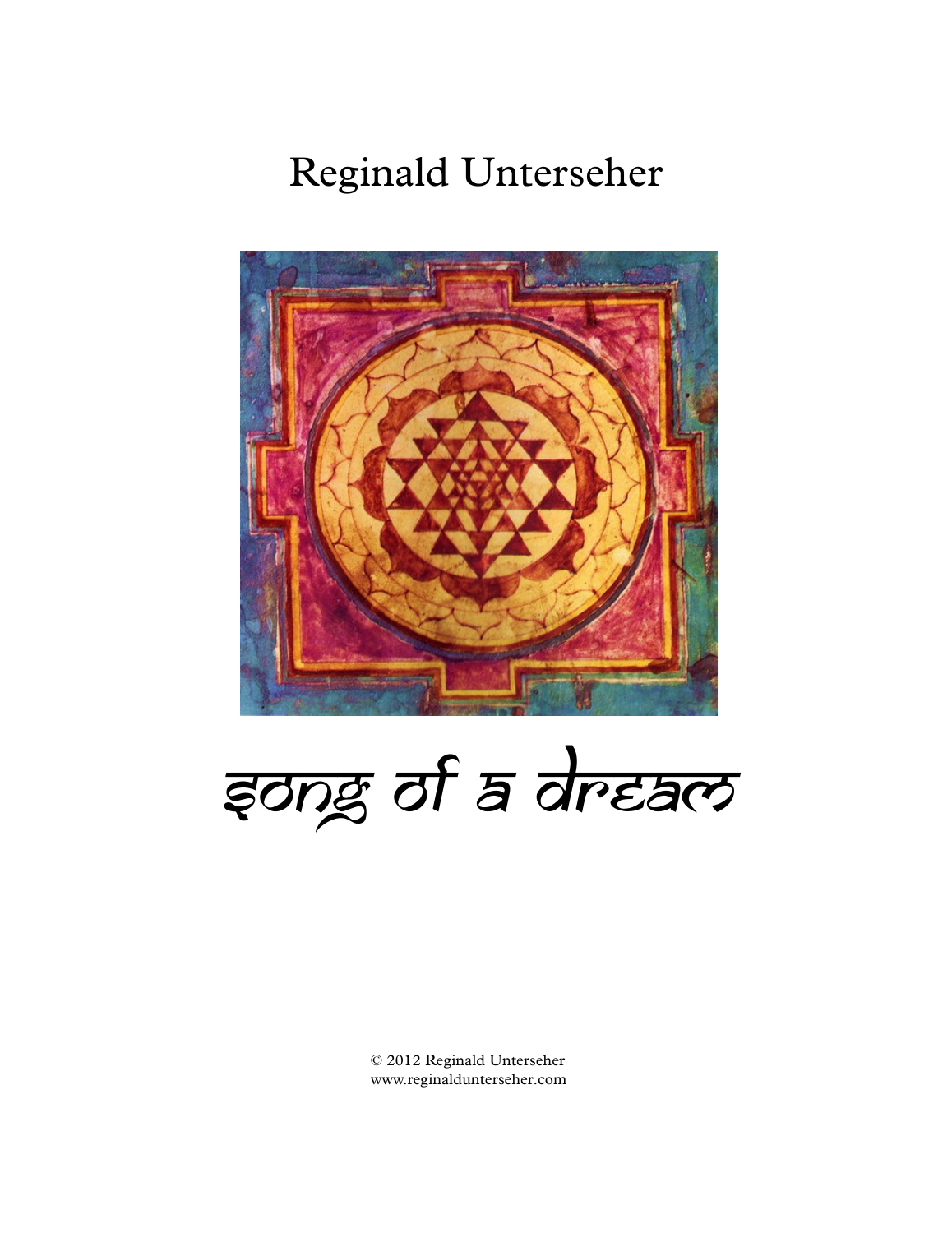Reginald Unterseher

# Song of a Dream

© 2012 Reginald Unterseher
www.reginaldunterseher.com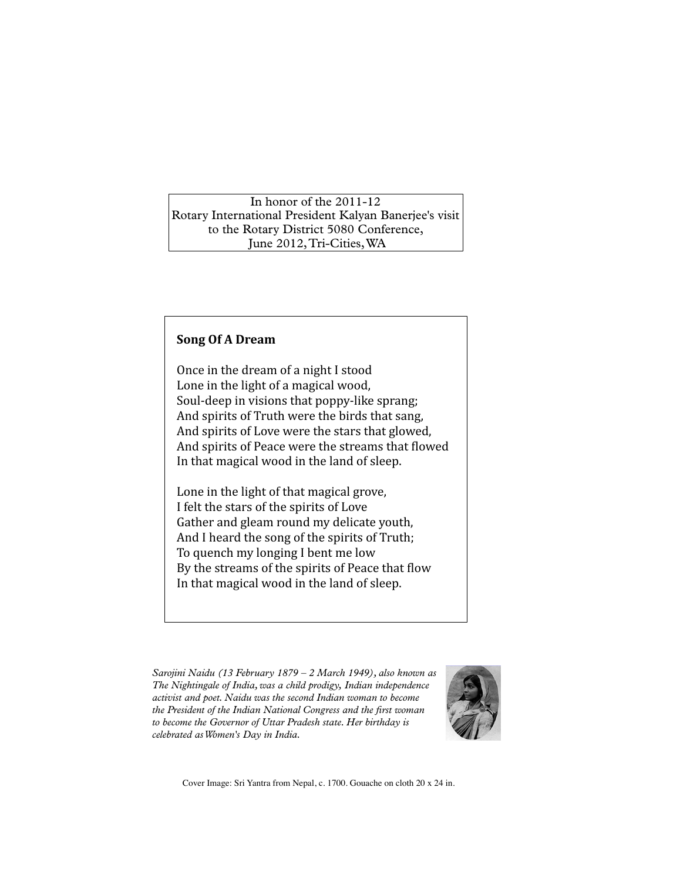In honor of the 2011-12
Rotary International President Kalyan Banerjee's visit
to the Rotary District 5080 Conference,
June 2012, Tri-Cities, WA

## Song Of A Dream

Once in the dream of a night I stood
Lone in the light of a magical wood,
Soul-deep in visions that poppy-like sprang;
And spirits of Truth were the birds that sang,
And spirits of Love were the stars that glowed,
And spirits of Peace were the streams that flowed
In that magical wood in the land of sleep.

Lone in the light of that magical grove,
I felt the stars of the spirits of Love
Gather and gleam round my delicate youth,
And I heard the song of the spirits of Truth;
To quench my longing I bent me low
By the streams of the spirits of Peace that flow
In that magical wood in the land of sleep.

*Sarojini Naidu (13 February 1879 – 2 March 1949), also known as The Nightingale of India, was a child prodigy, Indian independence activist and poet. Naidu was the second Indian woman to become the President of the Indian National Congress and the first woman to become the Governor of Uttar Pradesh state. Her birthday is celebrated as Women's Day in India.*

Cover Image: Sri Yantra from Nepal, c. 1700. Gouache on cloth 20 x 24 in.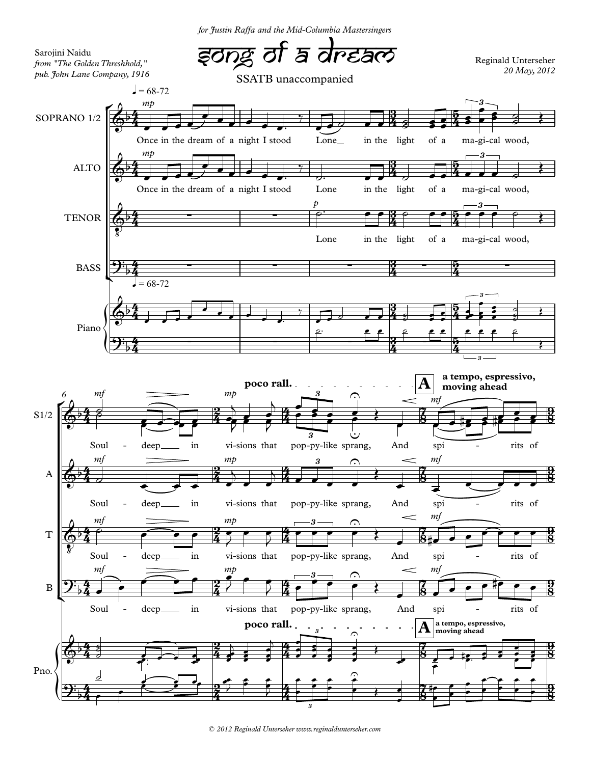*for Justin Raffa and the Mid-Columbia Mastersingers*

# Song of a Dream

SSATB unaccompanied

Sarojini Naidu
*from "The Golden Threshhold,"*
*pub. John Lane Company, 1916*

Reginald Unterseher
*20 May, 2012*

♩ = 68-72

SOPRANO 1/2 — *mp* — Once in the dream of a night I stood Lone in the light of a ma-gi-cal wood,

ALTO — *mp* — Once in the dream of a night I stood Lone in the light of a ma-gi-cal wood,

TENOR — *p* — Lone in the light of a ma-gi-cal wood,

BASS

Piano

S1/2 — *mf* — Soul - deep in vi-sions that pop-py-like sprang, And spi - rits of

A — *mf* — Soul - deep in vi-sions that pop-py-like sprang, And spi - rits of

T — *mf* — Soul - deep in vi-sions that pop-py-like sprang, And spi - rits of

B — *mf* — Soul - deep in vi-sions that pop-py-like sprang, And spi - rits of

**poco rall.**

**A** **a tempo, espressivo, moving ahead**

© 2012 Reginald Unterseher www.reginaldunterseher.com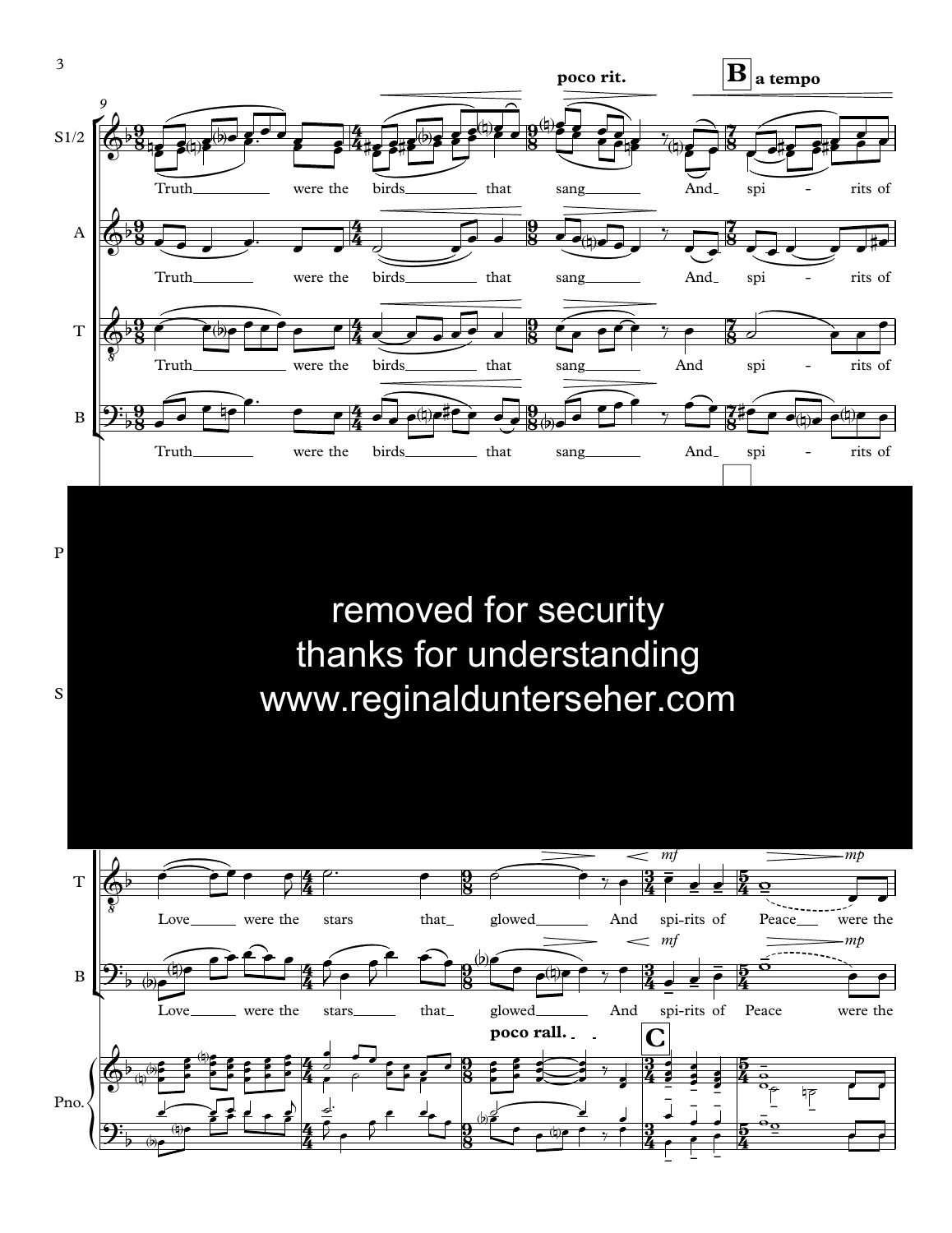poco rit.

**B** a tempo

S1/2: Truth were the birds that sang And spi - rits of

A: Truth were the birds that sang And spi - rits of

T: Truth were the birds that sang And spi - rits of

B: Truth were the birds that sang And spi - rits of

removed for security
thanks for understanding
www.reginaldunterseher.com

T: Love were the stars that glowed And spi-rits of Peace were the

B: Love were the stars that glowed And spi-rits of Peace were the

poco rall.

**C**

*mf* *mp*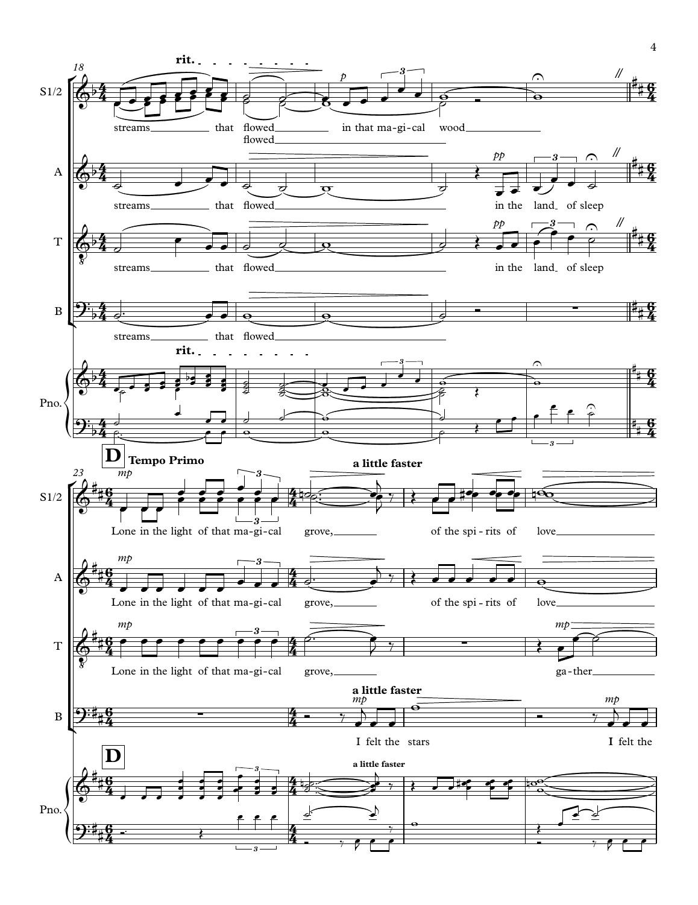**rit.**

S1/2: streams that flowed in that ma-gi-cal wood
flowed

A: streams that flowed in the land of sleep

T: streams that flowed in the land of sleep

B: streams that flowed

Pno. **rit.**

**D** **Tempo Primo**

S1/2: *mp* Lone in the light of that ma-gi-cal grove, **a little faster** of the spi-rits of love

A: *mp* Lone in the light of that ma-gi-cal grove, of the spi-rits of love

T: *mp* Lone in the light of that ma-gi-cal grove, *mp* ga-ther

B: **a little faster** *mp* I felt the stars *mp* I felt the

Pno. **D** **a little faster**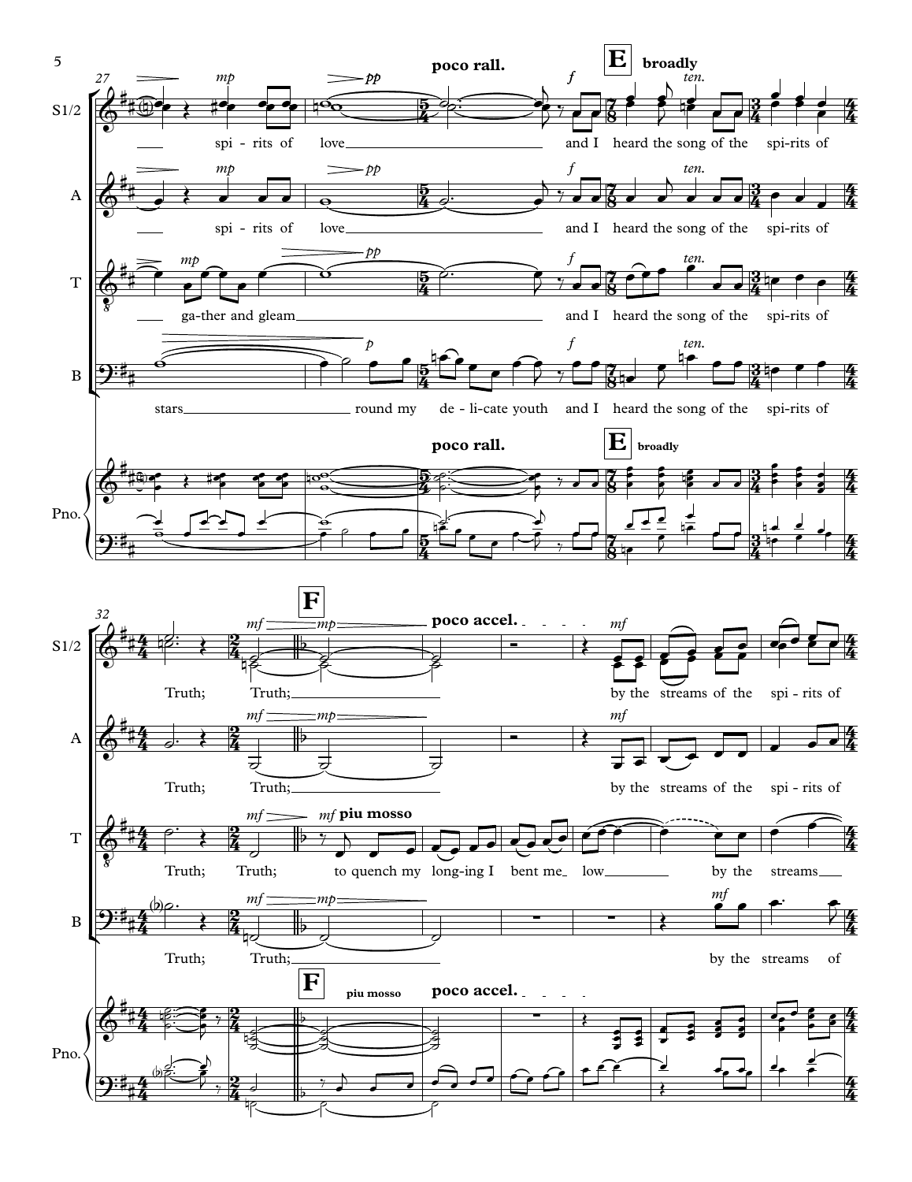**poco rall.** **E** **broadly**

S1/2: spi-rits of love and I heard the song of the spi-rits of

A: spi-rits of love and I heard the song of the spi-rits of

T: ga-ther and gleam and I heard the song of the spi-rits of

B: stars round my de-li-cate youth and I heard the song of the spi-rits of

**F** **piu mosso** **poco accel.**

S1/2: Truth; Truth; by the streams of the spi-rits of

A: Truth; Truth; by the streams of the spi-rits of

T: Truth; Truth; to quench my long-ing I bent me low by the streams

B: Truth; Truth; by the streams of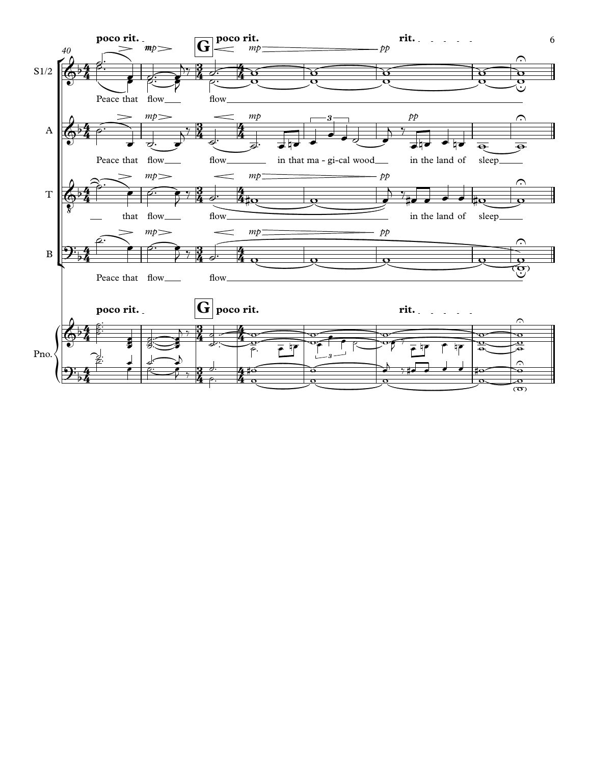poco rit.

G poco rit.

rit.

S1/2: Peace that flow flow

A: Peace that flow flow in that ma - gi-cal wood in the land of sleep

T: that flow flow in the land of sleep

B: Peace that flow flow

Pno.